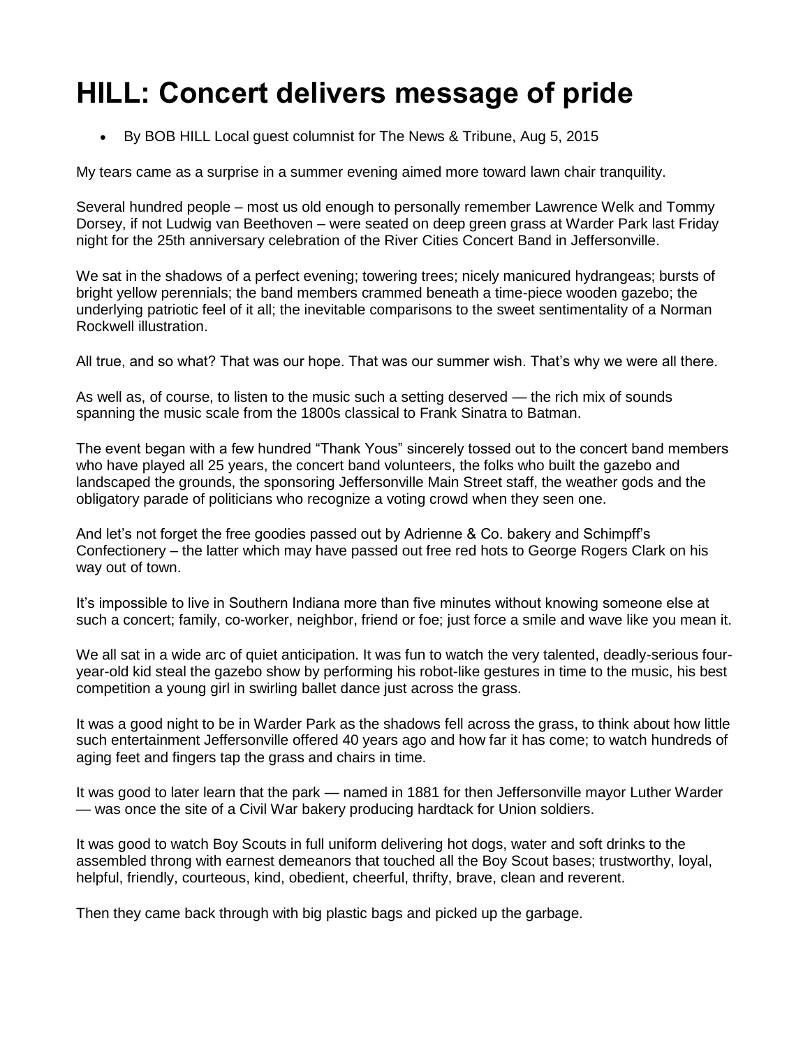# HILL: Concert delivers message of pride

- By BOB HILL Local guest columnist for The News & Tribune, Aug 5, 2015

My tears came as a surprise in a summer evening aimed more toward lawn chair tranquility.

Several hundred people – most us old enough to personally remember Lawrence Welk and Tommy Dorsey, if not Ludwig van Beethoven – were seated on deep green grass at Warder Park last Friday night for the 25th anniversary celebration of the River Cities Concert Band in Jeffersonville.

We sat in the shadows of a perfect evening; towering trees; nicely manicured hydrangeas; bursts of bright yellow perennials; the band members crammed beneath a time-piece wooden gazebo; the underlying patriotic feel of it all; the inevitable comparisons to the sweet sentimentality of a Norman Rockwell illustration.

All true, and so what? That was our hope. That was our summer wish. That's why we were all there.

As well as, of course, to listen to the music such a setting deserved — the rich mix of sounds spanning the music scale from the 1800s classical to Frank Sinatra to Batman.

The event began with a few hundred "Thank Yous" sincerely tossed out to the concert band members who have played all 25 years, the concert band volunteers, the folks who built the gazebo and landscaped the grounds, the sponsoring Jeffersonville Main Street staff, the weather gods and the obligatory parade of politicians who recognize a voting crowd when they seen one.

And let's not forget the free goodies passed out by Adrienne & Co. bakery and Schimpff's Confectionery – the latter which may have passed out free red hots to George Rogers Clark on his way out of town.

It's impossible to live in Southern Indiana more than five minutes without knowing someone else at such a concert; family, co-worker, neighbor, friend or foe; just force a smile and wave like you mean it.

We all sat in a wide arc of quiet anticipation. It was fun to watch the very talented, deadly-serious four-year-old kid steal the gazebo show by performing his robot-like gestures in time to the music, his best competition a young girl in swirling ballet dance just across the grass.

It was a good night to be in Warder Park as the shadows fell across the grass, to think about how little such entertainment Jeffersonville offered 40 years ago and how far it has come; to watch hundreds of aging feet and fingers tap the grass and chairs in time.

It was good to later learn that the park — named in 1881 for then Jeffersonville mayor Luther Warder — was once the site of a Civil War bakery producing hardtack for Union soldiers.

It was good to watch Boy Scouts in full uniform delivering hot dogs, water and soft drinks to the assembled throng with earnest demeanors that touched all the Boy Scout bases; trustworthy, loyal, helpful, friendly, courteous, kind, obedient, cheerful, thrifty, brave, clean and reverent.

Then they came back through with big plastic bags and picked up the garbage.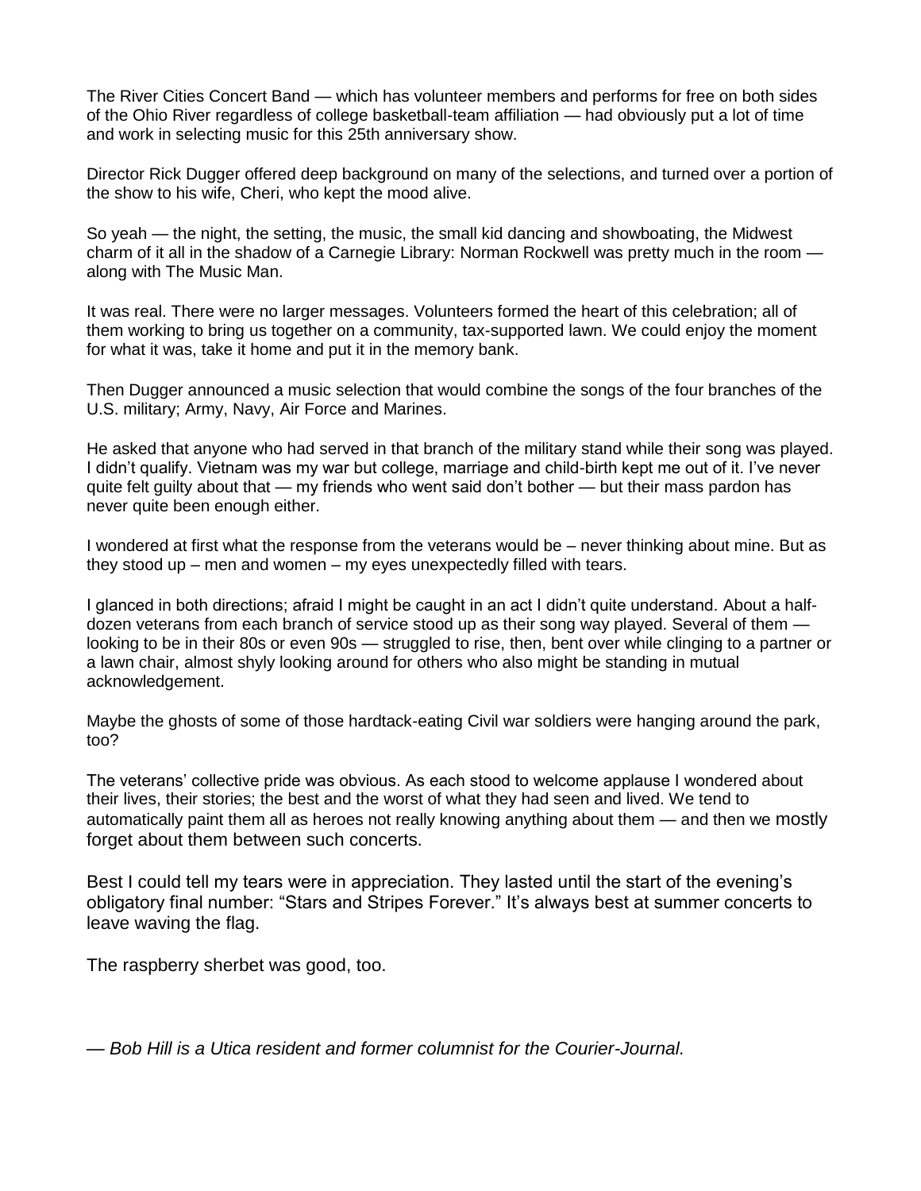The River Cities Concert Band — which has volunteer members and performs for free on both sides of the Ohio River regardless of college basketball-team affiliation — had obviously put a lot of time and work in selecting music for this 25th anniversary show.

Director Rick Dugger offered deep background on many of the selections, and turned over a portion of the show to his wife, Cheri, who kept the mood alive.

So yeah — the night, the setting, the music, the small kid dancing and showboating, the Midwest charm of it all in the shadow of a Carnegie Library: Norman Rockwell was pretty much in the room — along with The Music Man.

It was real. There were no larger messages. Volunteers formed the heart of this celebration; all of them working to bring us together on a community, tax-supported lawn. We could enjoy the moment for what it was, take it home and put it in the memory bank.

Then Dugger announced a music selection that would combine the songs of the four branches of the U.S. military; Army, Navy, Air Force and Marines.

He asked that anyone who had served in that branch of the military stand while their song was played. I didn't qualify. Vietnam was my war but college, marriage and child-birth kept me out of it. I've never quite felt guilty about that — my friends who went said don't bother — but their mass pardon has never quite been enough either.

I wondered at first what the response from the veterans would be – never thinking about mine. But as they stood up – men and women – my eyes unexpectedly filled with tears.

I glanced in both directions; afraid I might be caught in an act I didn't quite understand. About a half-dozen veterans from each branch of service stood up as their song way played. Several of them — looking to be in their 80s or even 90s — struggled to rise, then, bent over while clinging to a partner or a lawn chair, almost shyly looking around for others who also might be standing in mutual acknowledgement.

Maybe the ghosts of some of those hardtack-eating Civil war soldiers were hanging around the park, too?

The veterans' collective pride was obvious. As each stood to welcome applause I wondered about their lives, their stories; the best and the worst of what they had seen and lived. We tend to automatically paint them all as heroes not really knowing anything about them — and then we mostly forget about them between such concerts.

Best I could tell my tears were in appreciation. They lasted until the start of the evening's obligatory final number: "Stars and Stripes Forever." It's always best at summer concerts to leave waving the flag.

The raspberry sherbet was good, too.

*— Bob Hill is a Utica resident and former columnist for the Courier-Journal.*